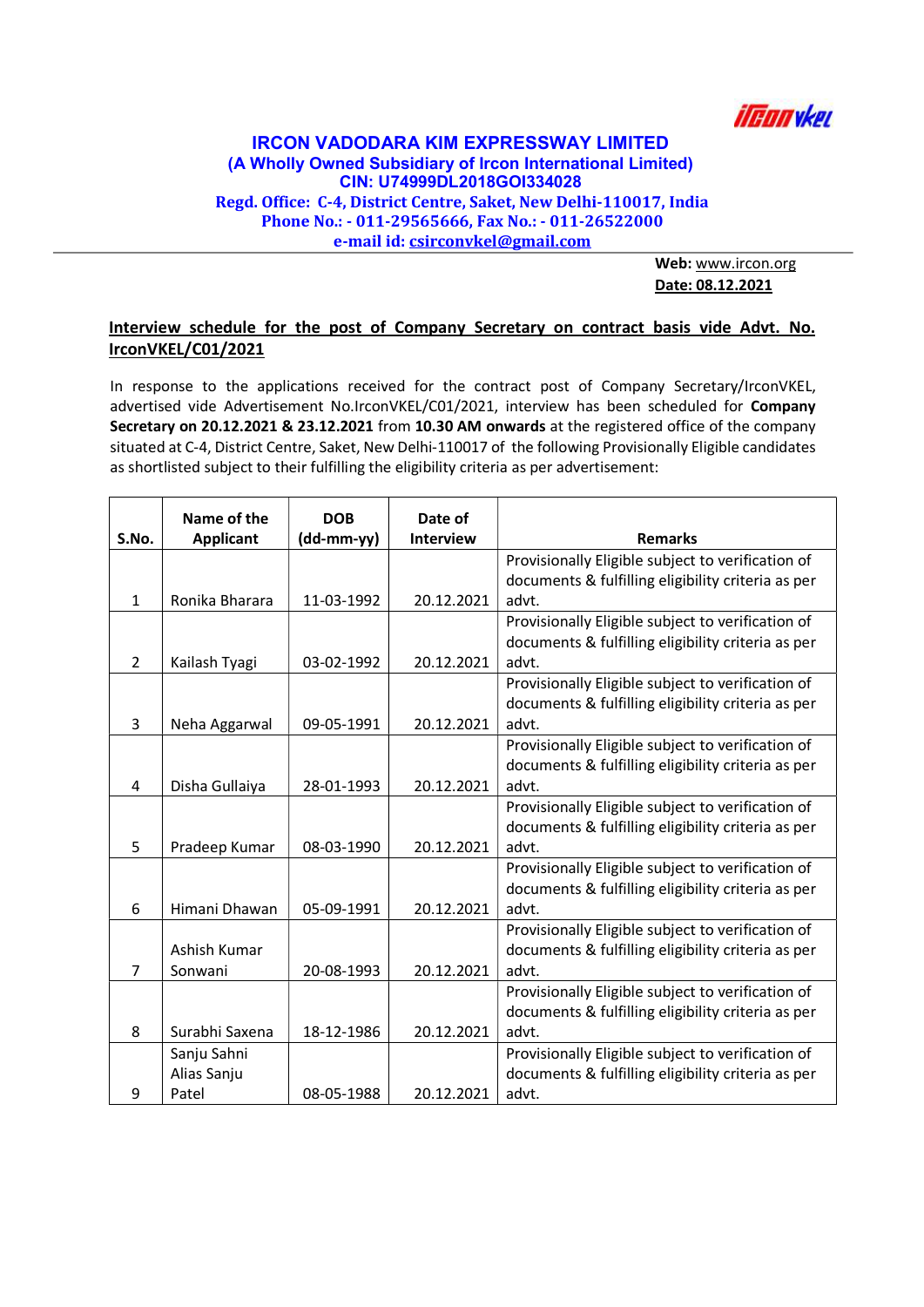# IRCON VADODARA KIM EXPRESSWAY LIMITED

**(A Wholly Owned Subsidiary of Ircon International Limited)**

**CIN: U74999DL2018GOI334028**

**Regd. Office: C-4, District Centre, Saket, New Delhi-110017, India**

**Phone No.: - 011-29565666, Fax No.: - 011-26522000**

**e-mail id: csirconvkel@gmail.com**

**Web:** www.ircon.org

**Date: 08.12.2021**

## Interview schedule for the post of Company Secretary on contract basis vide Advt. No. IrconVKEL/C01/2021

In response to the applications received for the contract post of Company Secretary/IrconVKEL, advertised vide Advertisement No.IrconVKEL/C01/2021, interview has been scheduled for **Company Secretary on 20.12.2021 & 23.12.2021** from **10.30 AM onwards** at the registered office of the company situated at C-4, District Centre, Saket, New Delhi-110017 of the following Provisionally Eligible candidates as shortlisted subject to their fulfilling the eligibility criteria as per advertisement:

| S.No. | Name of the Applicant | DOB (dd-mm-yy) | Date of Interview | Remarks |
|---|---|---|---|---|
| 1 | Ronika Bharara | 11-03-1992 | 20.12.2021 | Provisionally Eligible subject to verification of documents & fulfilling eligibility criteria as per advt. |
| 2 | Kailash Tyagi | 03-02-1992 | 20.12.2021 | Provisionally Eligible subject to verification of documents & fulfilling eligibility criteria as per advt. |
| 3 | Neha Aggarwal | 09-05-1991 | 20.12.2021 | Provisionally Eligible subject to verification of documents & fulfilling eligibility criteria as per advt. |
| 4 | Disha Gullaiya | 28-01-1993 | 20.12.2021 | Provisionally Eligible subject to verification of documents & fulfilling eligibility criteria as per advt. |
| 5 | Pradeep Kumar | 08-03-1990 | 20.12.2021 | Provisionally Eligible subject to verification of documents & fulfilling eligibility criteria as per advt. |
| 6 | Himani Dhawan | 05-09-1991 | 20.12.2021 | Provisionally Eligible subject to verification of documents & fulfilling eligibility criteria as per advt. |
| 7 | Ashish Kumar Sonwani | 20-08-1993 | 20.12.2021 | Provisionally Eligible subject to verification of documents & fulfilling eligibility criteria as per advt. |
| 8 | Surabhi Saxena | 18-12-1986 | 20.12.2021 | Provisionally Eligible subject to verification of documents & fulfilling eligibility criteria as per advt. |
| 9 | Sanju Sahni Alias Sanju Patel | 08-05-1988 | 20.12.2021 | Provisionally Eligible subject to verification of documents & fulfilling eligibility criteria as per advt. |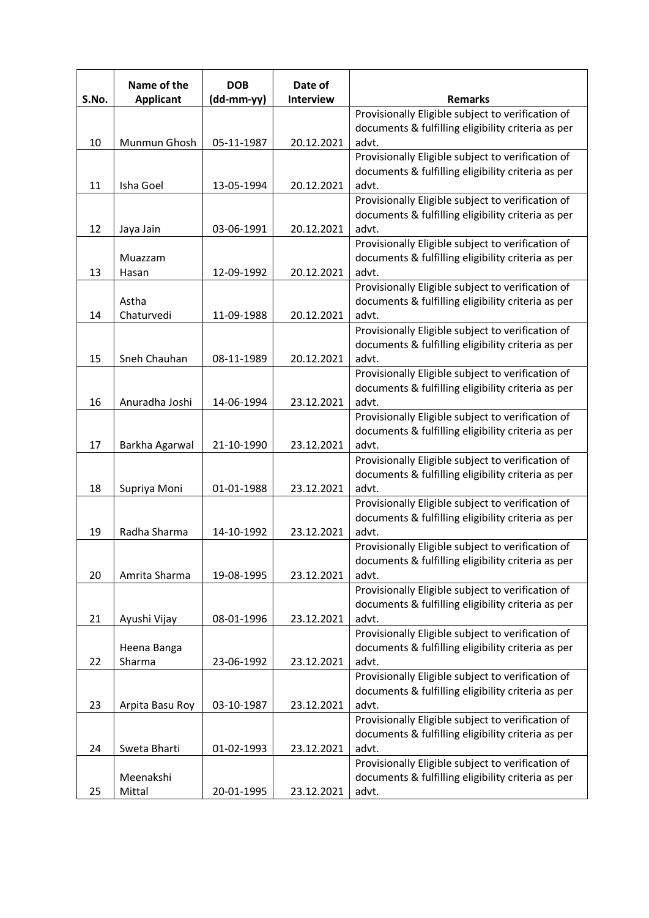| S.No. | Name of the Applicant | DOB (dd-mm-yy) | Date of Interview | Remarks |
|---|---|---|---|---|
| 10 | Munmun Ghosh | 05-11-1987 | 20.12.2021 | Provisionally Eligible subject to verification of documents & fulfilling eligibility criteria as per advt. |
| 11 | Isha Goel | 13-05-1994 | 20.12.2021 | Provisionally Eligible subject to verification of documents & fulfilling eligibility criteria as per advt. |
| 12 | Jaya Jain | 03-06-1991 | 20.12.2021 | Provisionally Eligible subject to verification of documents & fulfilling eligibility criteria as per advt. |
| 13 | Muazzam Hasan | 12-09-1992 | 20.12.2021 | Provisionally Eligible subject to verification of documents & fulfilling eligibility criteria as per advt. |
| 14 | Astha Chaturvedi | 11-09-1988 | 20.12.2021 | Provisionally Eligible subject to verification of documents & fulfilling eligibility criteria as per advt. |
| 15 | Sneh Chauhan | 08-11-1989 | 20.12.2021 | Provisionally Eligible subject to verification of documents & fulfilling eligibility criteria as per advt. |
| 16 | Anuradha Joshi | 14-06-1994 | 23.12.2021 | Provisionally Eligible subject to verification of documents & fulfilling eligibility criteria as per advt. |
| 17 | Barkha Agarwal | 21-10-1990 | 23.12.2021 | Provisionally Eligible subject to verification of documents & fulfilling eligibility criteria as per advt. |
| 18 | Supriya Moni | 01-01-1988 | 23.12.2021 | Provisionally Eligible subject to verification of documents & fulfilling eligibility criteria as per advt. |
| 19 | Radha Sharma | 14-10-1992 | 23.12.2021 | Provisionally Eligible subject to verification of documents & fulfilling eligibility criteria as per advt. |
| 20 | Amrita Sharma | 19-08-1995 | 23.12.2021 | Provisionally Eligible subject to verification of documents & fulfilling eligibility criteria as per advt. |
| 21 | Ayushi Vijay | 08-01-1996 | 23.12.2021 | Provisionally Eligible subject to verification of documents & fulfilling eligibility criteria as per advt. |
| 22 | Heena Banga Sharma | 23-06-1992 | 23.12.2021 | Provisionally Eligible subject to verification of documents & fulfilling eligibility criteria as per advt. |
| 23 | Arpita Basu Roy | 03-10-1987 | 23.12.2021 | Provisionally Eligible subject to verification of documents & fulfilling eligibility criteria as per advt. |
| 24 | Sweta Bharti | 01-02-1993 | 23.12.2021 | Provisionally Eligible subject to verification of documents & fulfilling eligibility criteria as per advt. |
| 25 | Meenakshi Mittal | 20-01-1995 | 23.12.2021 | Provisionally Eligible subject to verification of documents & fulfilling eligibility criteria as per advt. |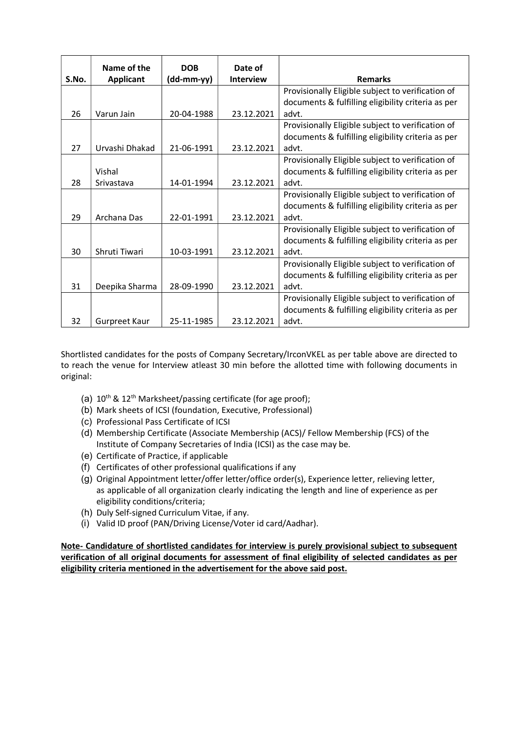| S.No. | Name of the Applicant | DOB (dd-mm-yy) | Date of Interview | Remarks |
|---|---|---|---|---|
| 26 | Varun Jain | 20-04-1988 | 23.12.2021 | Provisionally Eligible subject to verification of documents & fulfilling eligibility criteria as per advt. |
| 27 | Urvashi Dhakad | 21-06-1991 | 23.12.2021 | Provisionally Eligible subject to verification of documents & fulfilling eligibility criteria as per advt. |
| 28 | Vishal Srivastava | 14-01-1994 | 23.12.2021 | Provisionally Eligible subject to verification of documents & fulfilling eligibility criteria as per advt. |
| 29 | Archana Das | 22-01-1991 | 23.12.2021 | Provisionally Eligible subject to verification of documents & fulfilling eligibility criteria as per advt. |
| 30 | Shruti Tiwari | 10-03-1991 | 23.12.2021 | Provisionally Eligible subject to verification of documents & fulfilling eligibility criteria as per advt. |
| 31 | Deepika Sharma | 28-09-1990 | 23.12.2021 | Provisionally Eligible subject to verification of documents & fulfilling eligibility criteria as per advt. |
| 32 | Gurpreet Kaur | 25-11-1985 | 23.12.2021 | Provisionally Eligible subject to verification of documents & fulfilling eligibility criteria as per advt. |

Shortlisted candidates for the posts of Company Secretary/IrconVKEL as per table above are directed to to reach the venue for Interview atleast 30 min before the allotted time with following documents in original:

(a) 10th & 12th Marksheet/passing certificate (for age proof);
(b) Mark sheets of ICSI (foundation, Executive, Professional)
(c) Professional Pass Certificate of ICSI
(d) Membership Certificate (Associate Membership (ACS)/ Fellow Membership (FCS) of the Institute of Company Secretaries of India (ICSI) as the case may be.
(e) Certificate of Practice, if applicable
(f) Certificates of other professional qualifications if any
(g) Original Appointment letter/offer letter/office order(s), Experience letter, relieving letter, as applicable of all organization clearly indicating the length and line of experience as per eligibility conditions/criteria;
(h) Duly Self-signed Curriculum Vitae, if any.
(i) Valid ID proof (PAN/Driving License/Voter id card/Aadhar).

**Note- Candidature of shortlisted candidates for interview is purely provisional subject to subsequent verification of all original documents for assessment of final eligibility of selected candidates as per eligibility criteria mentioned in the advertisement for the above said post.**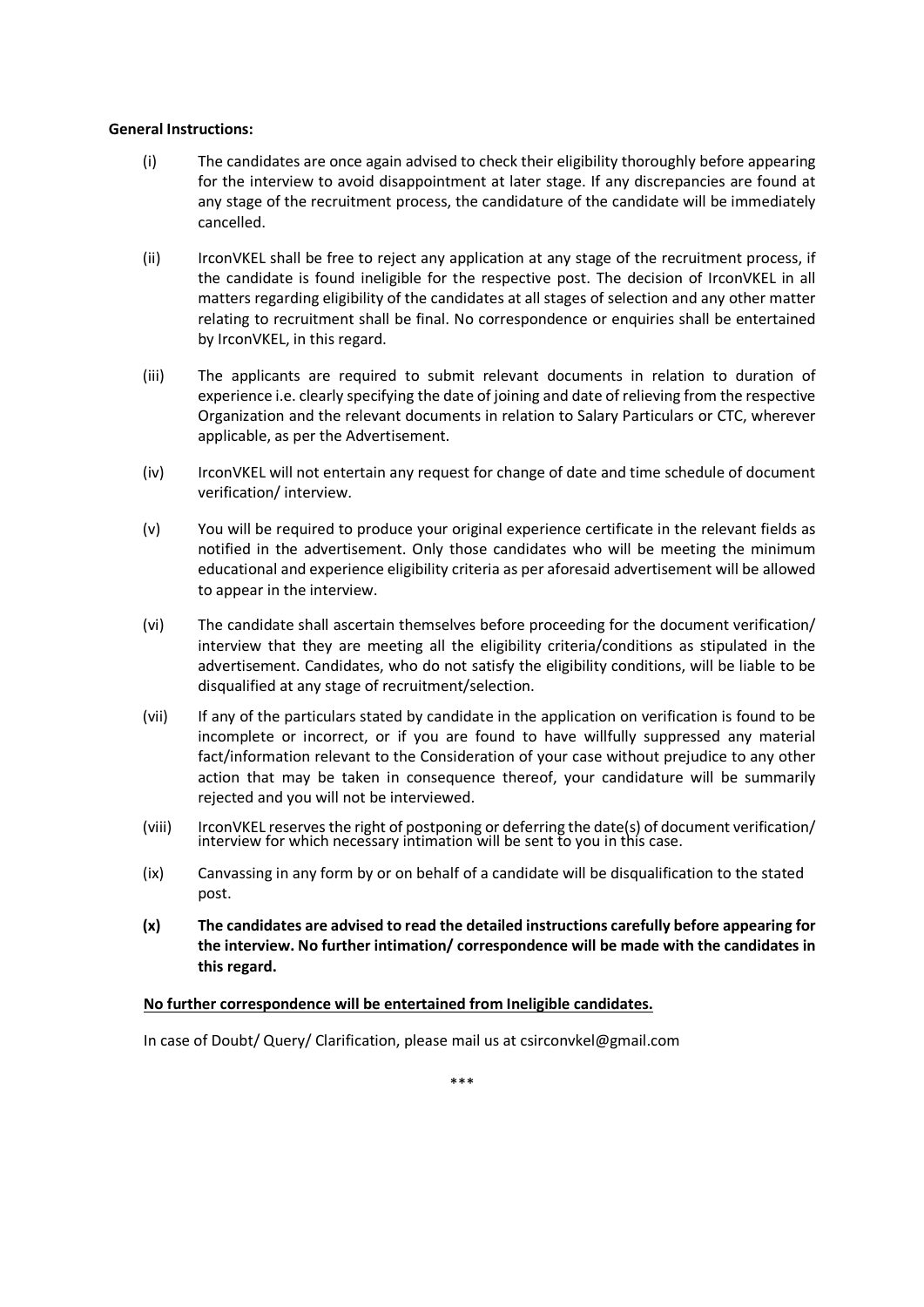**General Instructions:**

(i) The candidates are once again advised to check their eligibility thoroughly before appearing for the interview to avoid disappointment at later stage. If any discrepancies are found at any stage of the recruitment process, the candidature of the candidate will be immediately cancelled.

(ii) IrconVKEL shall be free to reject any application at any stage of the recruitment process, if the candidate is found ineligible for the respective post. The decision of IrconVKEL in all matters regarding eligibility of the candidates at all stages of selection and any other matter relating to recruitment shall be final. No correspondence or enquiries shall be entertained by IrconVKEL, in this regard.

(iii) The applicants are required to submit relevant documents in relation to duration of experience i.e. clearly specifying the date of joining and date of relieving from the respective Organization and the relevant documents in relation to Salary Particulars or CTC, wherever applicable, as per the Advertisement.

(iv) IrconVKEL will not entertain any request for change of date and time schedule of document verification/ interview.

(v) You will be required to produce your original experience certificate in the relevant fields as notified in the advertisement. Only those candidates who will be meeting the minimum educational and experience eligibility criteria as per aforesaid advertisement will be allowed to appear in the interview.

(vi) The candidate shall ascertain themselves before proceeding for the document verification/ interview that they are meeting all the eligibility criteria/conditions as stipulated in the advertisement. Candidates, who do not satisfy the eligibility conditions, will be liable to be disqualified at any stage of recruitment/selection.

(vii) If any of the particulars stated by candidate in the application on verification is found to be incomplete or incorrect, or if you are found to have willfully suppressed any material fact/information relevant to the Consideration of your case without prejudice to any other action that may be taken in consequence thereof, your candidature will be summarily rejected and you will not be interviewed.

(viii) IrconVKEL reserves the right of postponing or deferring the date(s) of document verification/ interview for which necessary intimation will be sent to you in this case.

(ix) Canvassing in any form by or on behalf of a candidate will be disqualification to the stated post.

**(x) The candidates are advised to read the detailed instructions carefully before appearing for the interview. No further intimation/ correspondence will be made with the candidates in this regard.**

<u>**No further correspondence will be entertained from Ineligible candidates.**</u>

In case of Doubt/ Query/ Clarification, please mail us at csirconvkel@gmail.com

***